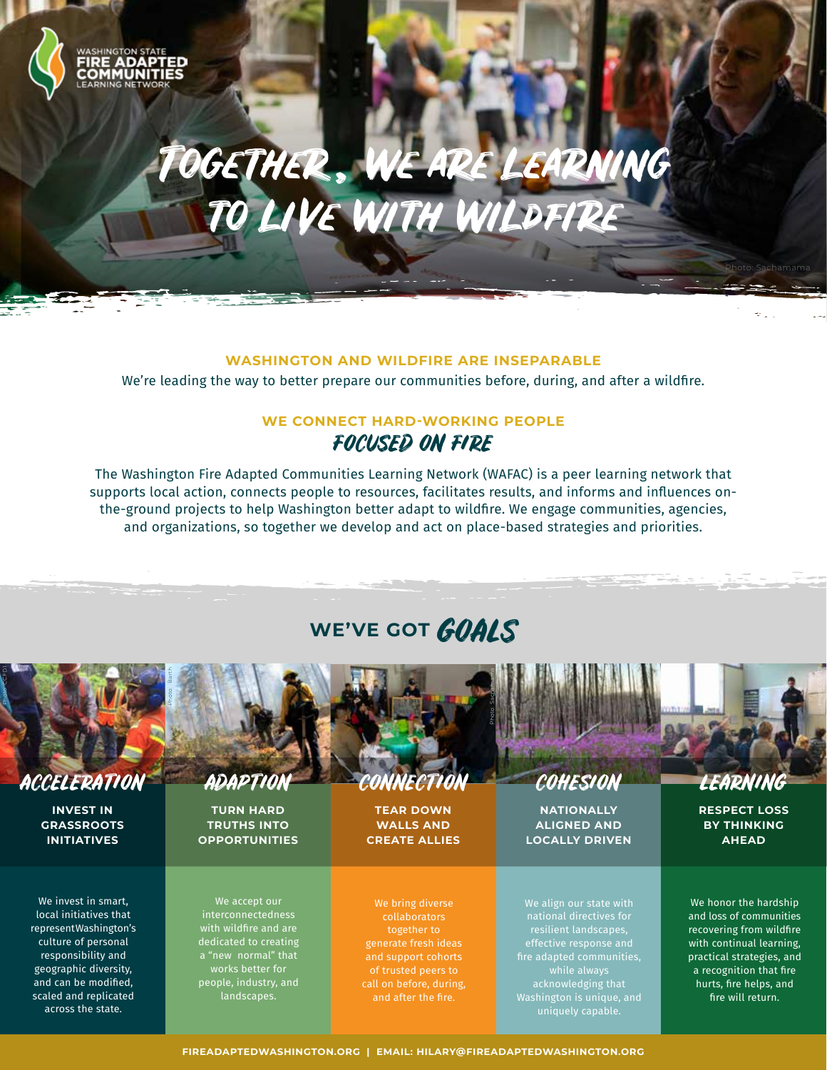WASHINGTON STATE
FIRE ADAPTED COMMUNITIES
LEARNING NETWORK

# Together, We Are Learning to Live With Wildfire

Photo: Sachamama

### WASHINGTON AND WILDFIRE ARE INSEPARABLE

We're leading the way to better prepare our communities before, during, and after a wildfire.

### WE CONNECT HARD-WORKING PEOPLE *FOCUSED ON FIRE*

The Washington Fire Adapted Communities Learning Network (WAFAC) is a peer learning network that supports local action, connects people to resources, facilitates results, and informs and influences on-the-ground projects to help Washington better adapt to wildfire. We engage communities, agencies, and organizations, so together we develop and act on place-based strategies and priorities.

## WE'VE GOT *GOALS*

### ACCELERATION

**INVEST IN GRASSROOTS INITIATIVES**

We invest in smart, local initiatives that representWashington's culture of personal responsibility and geographic diversity, and can be modified, scaled and replicated across the state.

### ADAPTION

**TURN HARD TRUTHS INTO OPPORTUNITIES**

We accept our interconnectedness with wildfire and are dedicated to creating a "new normal" that works better for people, industry, and landscapes.

### CONNECTION

**TEAR DOWN WALLS AND CREATE ALLIES**

We bring diverse collaborators together to generate fresh ideas and support cohorts of trusted peers to call on before, during, and after the fire.

### COHESION

**NATIONALLY ALIGNED AND LOCALLY DRIVEN**

We align our state with national directives for resilient landscapes, effective response and fire adapted communities, while always acknowledging that Washington is unique, and uniquely capable.

### LEARNING

**RESPECT LOSS BY THINKING AHEAD**

We honor the hardship and loss of communities recovering from wildfire with continual learning, practical strategies, and a recognition that fire hurts, fire helps, and fire will return.

**FIREADAPTEDWASHINGTON.ORG | EMAIL: HILARY@FIREADAPTEDWASHINGTON.ORG**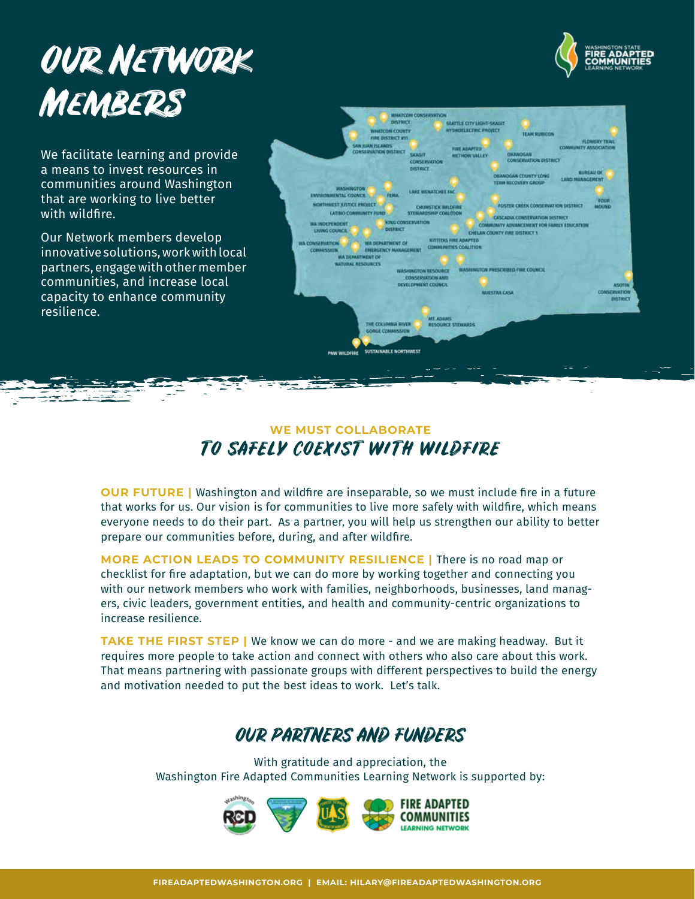# OUR NETWORK MEMBERS

We facilitate learning and provide a means to invest resources in communities around Washington that are working to live better with wildfire.

Our Network members develop innovative solutions, work with local partners, engage with other member communities, and increase local capacity to enhance community resilience.

WHATCOM CONSERVATION DISTRICT
SEATTLE CITY LIGHT-SKAGIT HYDROELECTRIC PROJECT
WHATCOM COUNTY FIRE DISTRICT #11
TEAM RUBICON
SAN JUAN ISLANDS CONSERVATION DISTRICT
FIRE ADAPTED METHOW VALLEY
OKANOGAN CONSERVATION DISTRICT
FLOWERY TRAIL COMMUNITY ASSOCIATION
SKAGIT CONSERVATION DISTRICT
OKANOGAN COUNTY LONG TERM RECOVERY GROUP
BUREAU OF LAND MANAGEMENT
WASHINGTON ENVIRONMENTAL COUNCIL
FEMA
LAKE WENATCHEE FAC
FOUR MOUND
NORTHWEST JUSTICE PROJECT
CHUMSTICK WILDFIRE STEWARDSHIP COALITION
FOSTER CREEK CONSERVATION DISTRICT
LATINO COMMUNITY FUND
CASCADIA CONSERVATION DISTRICT
WA INDEPENDENT LIVING COUNCIL
KING CONSERVATION DISTRICT
COMMUNITY ADVANCEMENT FOR FAMILY EDUCATION
CHELAN COUNTY FIRE DISTRICT 1
WA CONSERVATION COMMISSION
WA DEPARTMENT OF EMERGENCY MANAGEMENT
KITTITAS FIRE ADAPTED COMMUNITIES COALITION
WA DEPARTMENT OF NATURAL RESOURCES
WASHINGTON RESOURCE CONSERVATION AND DEVELOPMENT COUNCIL
WASHINGTON PRESCRIBED FIRE COUNCIL
NUESTRA CASA
ASOTIN CONSERVATION DISTRICT
MT. ADAMS RESOURCE STEWARDS
THE COLUMBIA RIVER GORGE COMMISSION
PNW WILDFIRE
SUSTAINABLE NORTHWEST

## WE MUST COLLABORATE TO SAFELY COEXIST WITH WILDFIRE

**OUR FUTURE |** Washington and wildfire are inseparable, so we must include fire in a future that works for us. Our vision is for communities to live more safely with wildfire, which means everyone needs to do their part. As a partner, you will help us strengthen our ability to better prepare our communities before, during, and after wildfire.

**MORE ACTION LEADS TO COMMUNITY RESILIENCE |** There is no road map or checklist for fire adaptation, but we can do more by working together and connecting you with our network members who work with families, neighborhoods, businesses, land managers, civic leaders, government entities, and health and community-centric organizations to increase resilience.

**TAKE THE FIRST STEP |** We know we can do more - and we are making headway. But it requires more people to take action and connect with others who also care about this work. That means partnering with passionate groups with different perspectives to build the energy and motivation needed to put the best ideas to work. Let's talk.

## OUR PARTNERS AND FUNDERS

With gratitude and appreciation, the Washington Fire Adapted Communities Learning Network is supported by:

FIRE ADAPTED COMMUNITIES LEARNING NETWORK

FIREADAPTEDWASHINGTON.ORG | EMAIL: HILARY@FIREADAPTEDWASHINGTON.ORG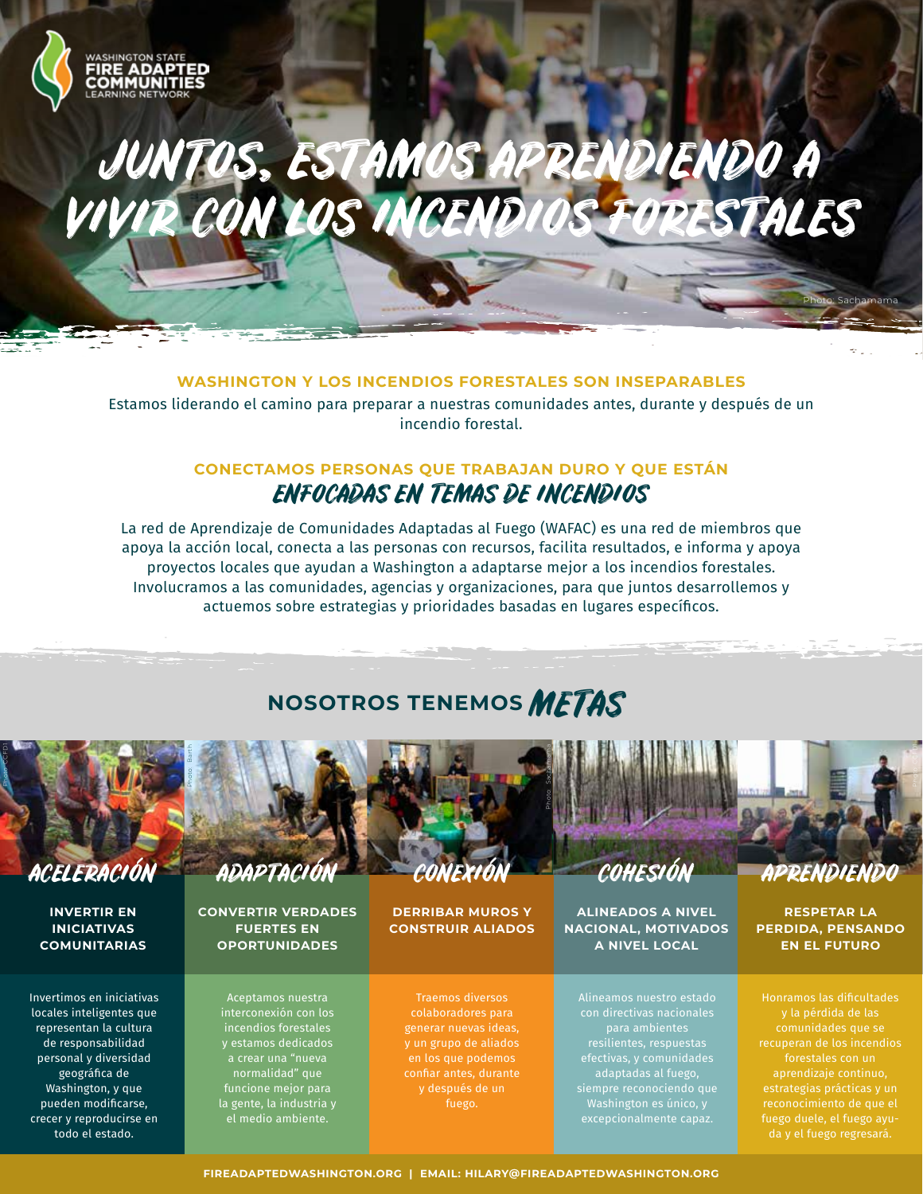WASHINGTON STATE
FIRE ADAPTED COMMUNITIES
LEARNING NETWORK

# JUNTOS, ESTAMOS APRENDIENDO A VIVIR CON LOS INCENDIOS FORESTALES

Photo: Sachamama

## WASHINGTON Y LOS INCENDIOS FORESTALES SON INSEPARABLES

Estamos liderando el camino para preparar a nuestras comunidades antes, durante y después de un incendio forestal.

## CONECTAMOS PERSONAS QUE TRABAJAN DURO Y QUE ESTÁN *ENFOCADAS EN TEMAS DE INCENDIOS*

La red de Aprendizaje de Comunidades Adaptadas al Fuego (WAFAC) es una red de miembros que apoya la acción local, conecta a las personas con recursos, facilita resultados, e informa y apoya proyectos locales que ayudan a Washington a adaptarse mejor a los incendios forestales. Involucramos a las comunidades, agencias y organizaciones, para que juntos desarrollemos y actuemos sobre estrategias y prioridades basadas en lugares específicos.

## NOSOTROS TENEMOS *METAS*

### ACELERACIÓN

**INVERTIR EN INICIATIVAS COMUNITARIAS**

Invertimos en iniciativas locales inteligentes que representan la cultura de responsabilidad personal y diversidad geográfica de Washington, y que pueden modificarse, crecer y reproducirse en todo el estado.

### ADAPTACIÓN

**CONVERTIR VERDADES FUERTES EN OPORTUNIDADES**

Aceptamos nuestra interconexión con los incendios forestales y estamos dedicados a crear una "nueva normalidad" que funcione mejor para la gente, la industria y el medio ambiente.

### CONEXIÓN

**DERRIBAR MUROS Y CONSTRUIR ALIADOS**

Traemos diversos colaboradores para generar nuevas ideas, y un grupo de aliados en los que podemos confiar antes, durante y después de un fuego.

### COHESIÓN

**ALINEADOS A NIVEL NACIONAL, MOTIVADOS A NIVEL LOCAL**

Alineamos nuestro estado con directivas nacionales para ambientes resilientes, respuestas efectivas, y comunidades adaptadas al fuego, siempre reconociendo que Washington es único, y excepcionalmente capaz.

### APRENDIENDO

**RESPETAR LA PERDIDA, PENSANDO EN EL FUTURO**

Honramos las dificultades y la pérdida de las comunidades que se recuperan de los incendios forestales con un aprendizaje continuo, estrategias prácticas y un reconocimiento de que el fuego duele, el fuego ayuda y el fuego regresará.

**FIREADAPTEDWASHINGTON.ORG | EMAIL: HILARY@FIREADAPTEDWASHINGTON.ORG**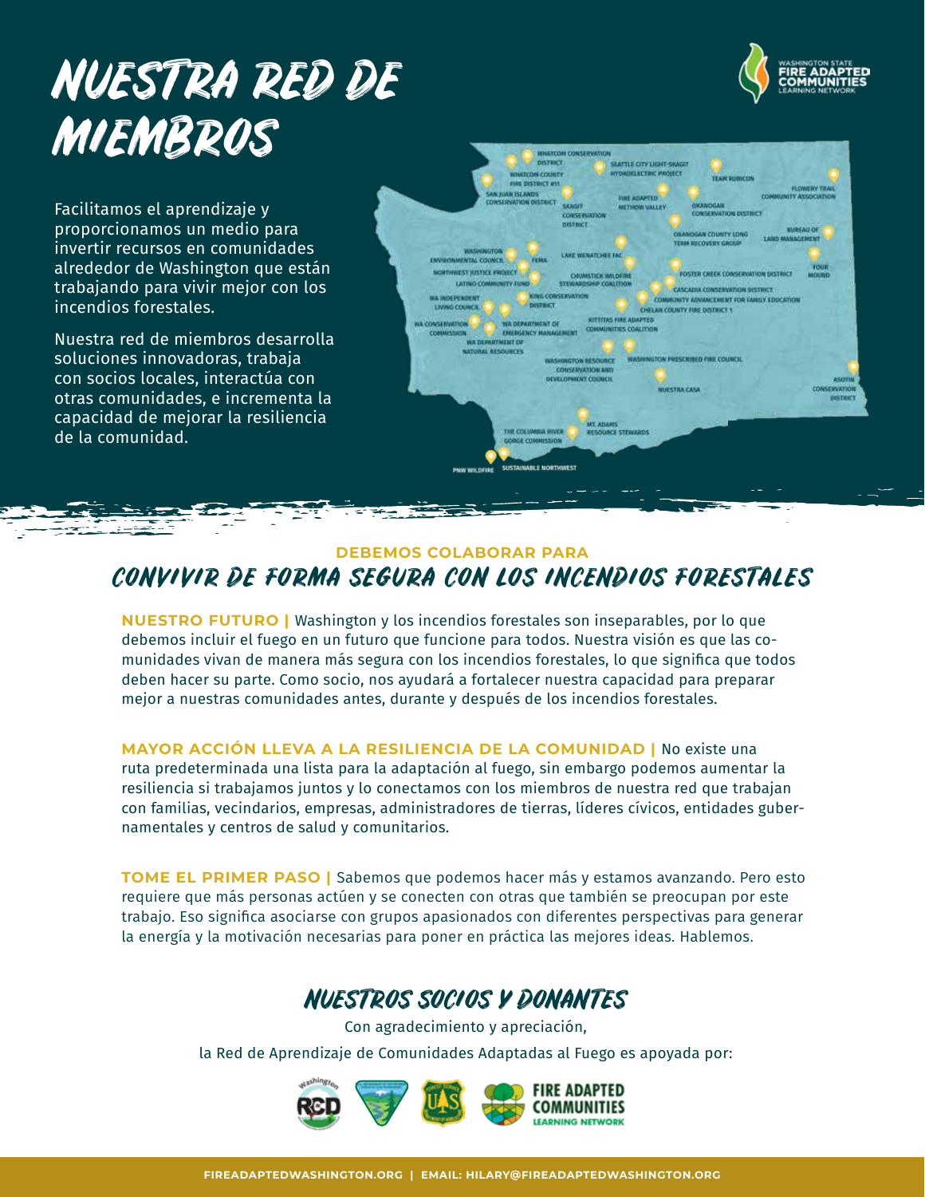# NUESTRA RED DE MIEMBROS

Facilitamos el aprendizaje y proporcionamos un medio para invertir recursos en comunidades alrededor de Washington que están trabajando para vivir mejor con los incendios forestales.

Nuestra red de miembros desarrolla soluciones innovadoras, trabaja con socios locales, interactúa con otras comunidades, e incrementa la capacidad de mejorar la resiliencia de la comunidad.

WHATCOM CONSERVATION DISTRICT
SEATTLE CITY LIGHT-SKAGIT HYDROELECTRIC PROJECT
WHATCOM COUNTY FIRE DISTRICT #11
TEAM RUBICON
FLOWERY TRAIL COMMUNITY ASSOCIATION
SAN JUAN ISLANDS CONSERVATION DISTRICT
SKAGIT CONSERVATION DISTRICT
FIRE ADAPTED METHOW VALLEY
OKANOGAN CONSERVATION DISTRICT
OKANOGAN COUNTY LONG TERM RECOVERY GROUP
BUREAU OF LAND MANAGEMENT
WASHINGTON ENVIRONMENTAL COUNCIL
FEMA
LAKE WENATCHEE FAC
TOUR MOUND
NORTHWEST JUSTICE PROJECT
CHUMSTICK WILDFIRE STEWARDSHIP COALITION
FOSTER CREEK CONSERVATION DISTRICT
LATINO COMMUNITY FUND
CASCADIA CONSERVATION DISTRICT
WA INDEPENDENT LIVING COUNCIL
KING CONSERVATION DISTRICT
COMMUNITY ADVANCEMENT FOR FAMILY EDUCATION
CHELAN COUNTY FIRE DISTRICT 1
WA CONSERVATION COMMISSION
WA DEPARTMENT OF EMERGENCY MANAGEMENT
KITTITAS FIRE ADAPTED COMMUNITIES COALITION
WA DEPARTMENT OF NATURAL RESOURCES
WASHINGTON RESOURCE CONSERVATION AND DEVELOPMENT COUNCIL
WASHINGTON PRESCRIBED FIRE COUNCIL
NUESTRA CASA
ASOTIN CONSERVATION DISTRICT
THE COLUMBIA RIVER GORGE COMMISSION
MT. ADAMS RESOURCE STEWARDS
PNW WILDFIRE
SUSTAINABLE NORTHWEST

DEBEMOS COLABORAR PARA

## CONVIVIR DE FORMA SEGURA CON LOS INCENDIOS FORESTALES

**NUESTRO FUTURO |** Washington y los incendios forestales son inseparables, por lo que debemos incluir el fuego en un futuro que funcione para todos. Nuestra visión es que las comunidades vivan de manera más segura con los incendios forestales, lo que significa que todos deben hacer su parte. Como socio, nos ayudará a fortalecer nuestra capacidad para preparar mejor a nuestras comunidades antes, durante y después de los incendios forestales.

**MAYOR ACCIÓN LLEVA A LA RESILIENCIA DE LA COMUNIDAD |** No existe una ruta predeterminada una lista para la adaptación al fuego, sin embargo podemos aumentar la resiliencia si trabajamos juntos y lo conectamos con los miembros de nuestra red que trabajan con familias, vecindarios, empresas, administradores de tierras, líderes cívicos, entidades gubernamentales y centros de salud y comunitarios.

**TOME EL PRIMER PASO |** Sabemos que podemos hacer más y estamos avanzando. Pero esto requiere que más personas actúen y se conecten con otras que también se preocupan por este trabajo. Eso significa asociarse con grupos apasionados con diferentes perspectivas para generar la energía y la motivación necesarias para poner en práctica las mejores ideas. Hablemos.

## NUESTROS SOCIOS Y DONANTES

Con agradecimiento y apreciación,

la Red de Aprendizaje de Comunidades Adaptadas al Fuego es apoyada por:

FIREADAPTEDWASHINGTON.ORG | EMAIL: HILARY@FIREADAPTEDWASHINGTON.ORG